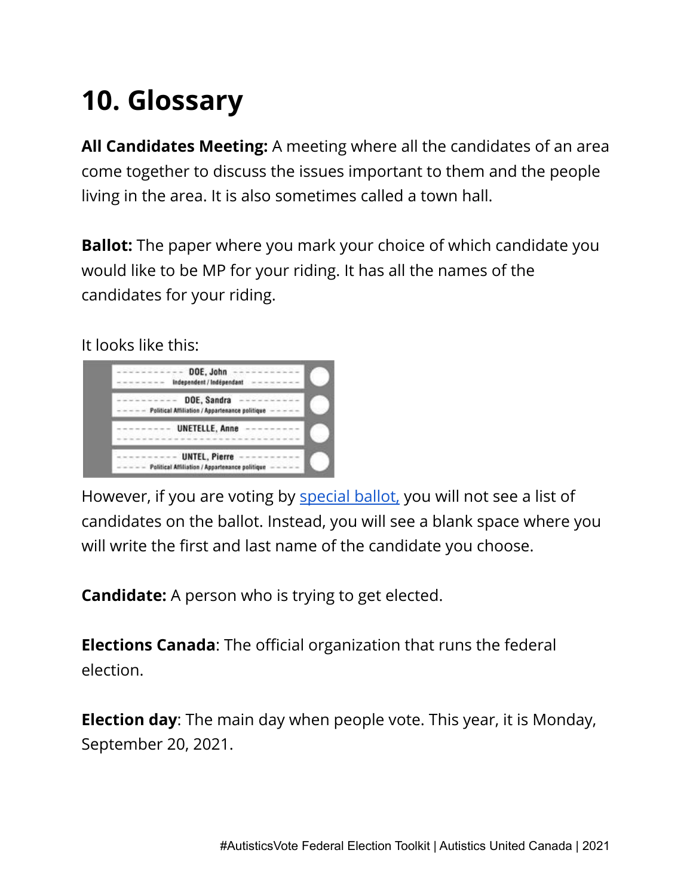# 10. Glossary

**All Candidates Meeting:** A meeting where all the candidates of an area come together to discuss the issues important to them and the people living in the area. It is also sometimes called a town hall.

**Ballot:** The paper where you mark your choice of which candidate you would like to be MP for your riding. It has all the names of the candidates for your riding.

It looks like this:

However, if you are voting by special ballot, you will not see a list of candidates on the ballot. Instead, you will see a blank space where you will write the first and last name of the candidate you choose.

**Candidate:** A person who is trying to get elected.

**Elections Canada**: The official organization that runs the federal election.

**Election day**: The main day when people vote. This year, it is Monday, September 20, 2021.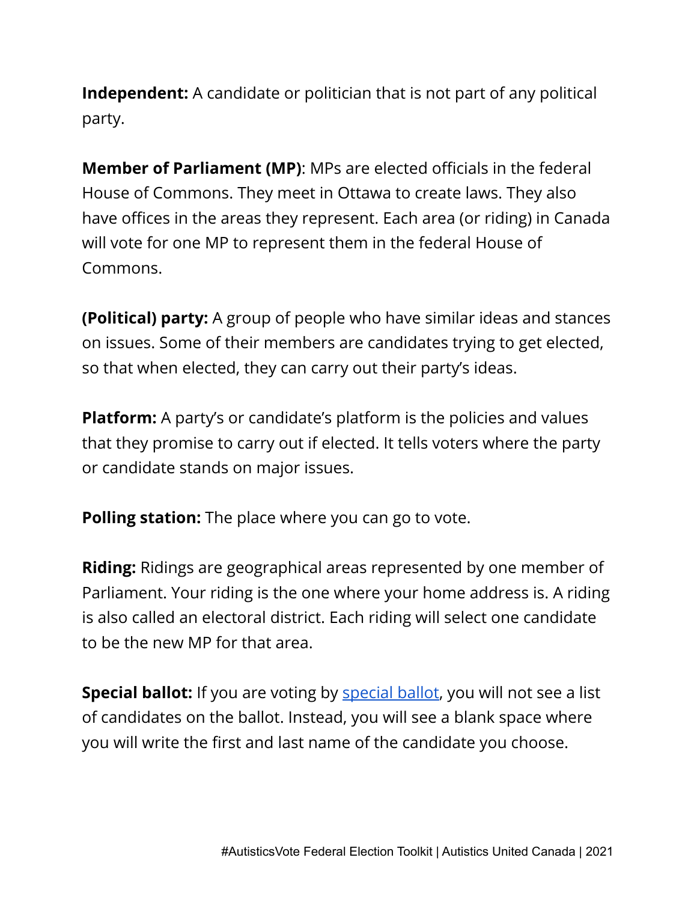**Independent:** A candidate or politician that is not part of any political party.

**Member of Parliament (MP)**: MPs are elected officials in the federal House of Commons. They meet in Ottawa to create laws. They also have offices in the areas they represent. Each area (or riding) in Canada will vote for one MP to represent them in the federal House of Commons.

**(Political) party:** A group of people who have similar ideas and stances on issues. Some of their members are candidates trying to get elected, so that when elected, they can carry out their party's ideas.

**Platform:** A party's or candidate's platform is the policies and values that they promise to carry out if elected. It tells voters where the party or candidate stands on major issues.

**Polling station:** The place where you can go to vote.

**Riding:** Ridings are geographical areas represented by one member of Parliament. Your riding is the one where your home address is. A riding is also called an electoral district. Each riding will select one candidate to be the new MP for that area.

**Special ballot:** If you are voting by special ballot, you will not see a list of candidates on the ballot. Instead, you will see a blank space where you will write the first and last name of the candidate you choose.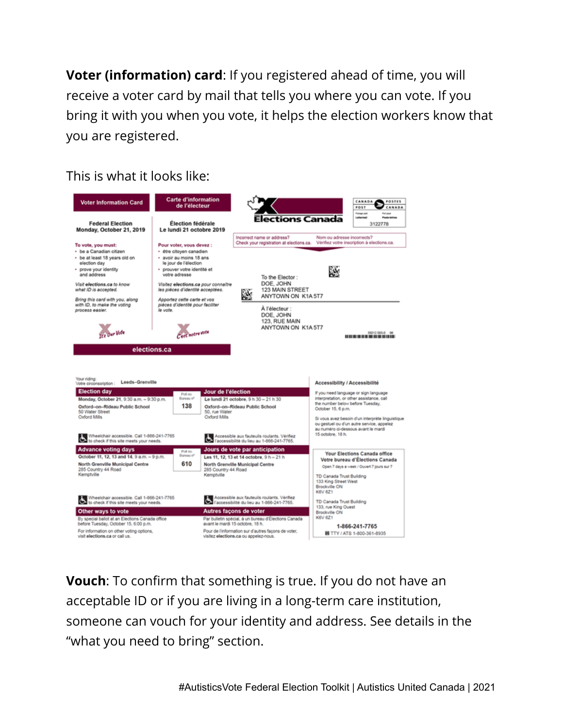**Voter (information) card**: If you registered ahead of time, you will receive a voter card by mail that tells you where you can vote. If you bring it with you when you vote, it helps the election workers know that you are registered.

This is what it looks like:

**Vouch**: To confirm that something is true. If you do not have an acceptable ID or if you are living in a long-term care institution, someone can vouch for your identity and address. See details in the "what you need to bring" section.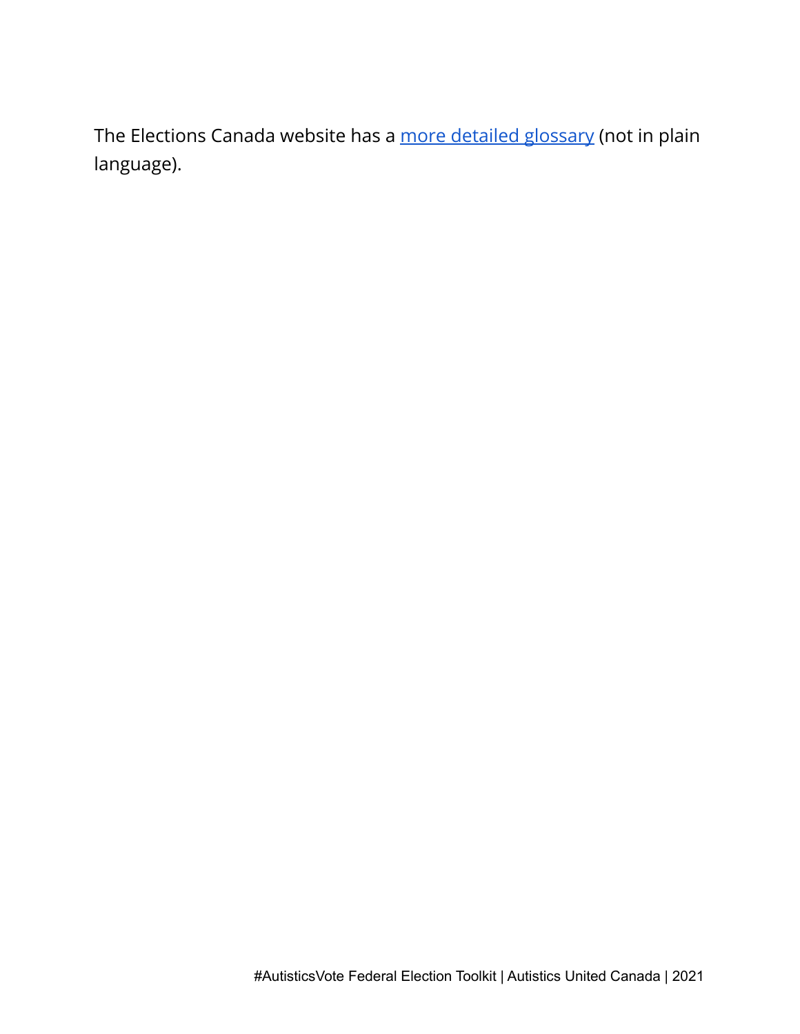The Elections Canada website has a more detailed glossary (not in plain language).